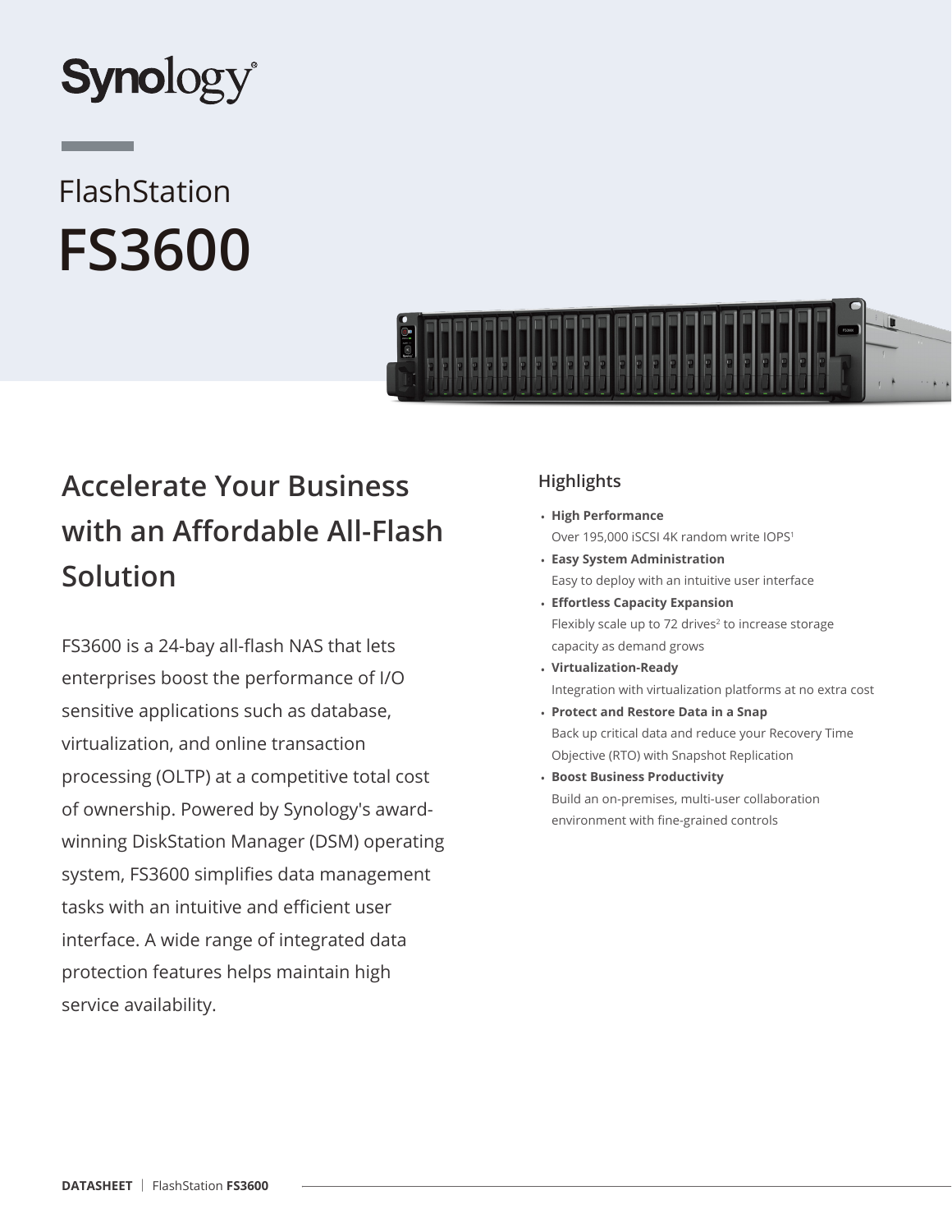Synology

# FlashStation FS3600

## Accelerate Your Business with an Affordable All-Flash Solution

FS3600 is a 24-bay all-flash NAS that lets enterprises boost the performance of I/O sensitive applications such as database, virtualization, and online transaction processing (OLTP) at a competitive total cost of ownership. Powered by Synology's award-winning DiskStation Manager (DSM) operating system, FS3600 simplifies data management tasks with an intuitive and efficient user interface. A wide range of integrated data protection features helps maintain high service availability.

### Highlights

- **High Performance**
  Over 195,000 iSCSI 4K random write IOPS[1]
- **Easy System Administration**
  Easy to deploy with an intuitive user interface
- **Effortless Capacity Expansion**
  Flexibly scale up to 72 drives[2] to increase storage capacity as demand grows
- **Virtualization-Ready**
  Integration with virtualization platforms at no extra cost
- **Protect and Restore Data in a Snap**
  Back up critical data and reduce your Recovery Time Objective (RTO) with Snapshot Replication
- **Boost Business Productivity**
  Build an on-premises, multi-user collaboration environment with fine-grained controls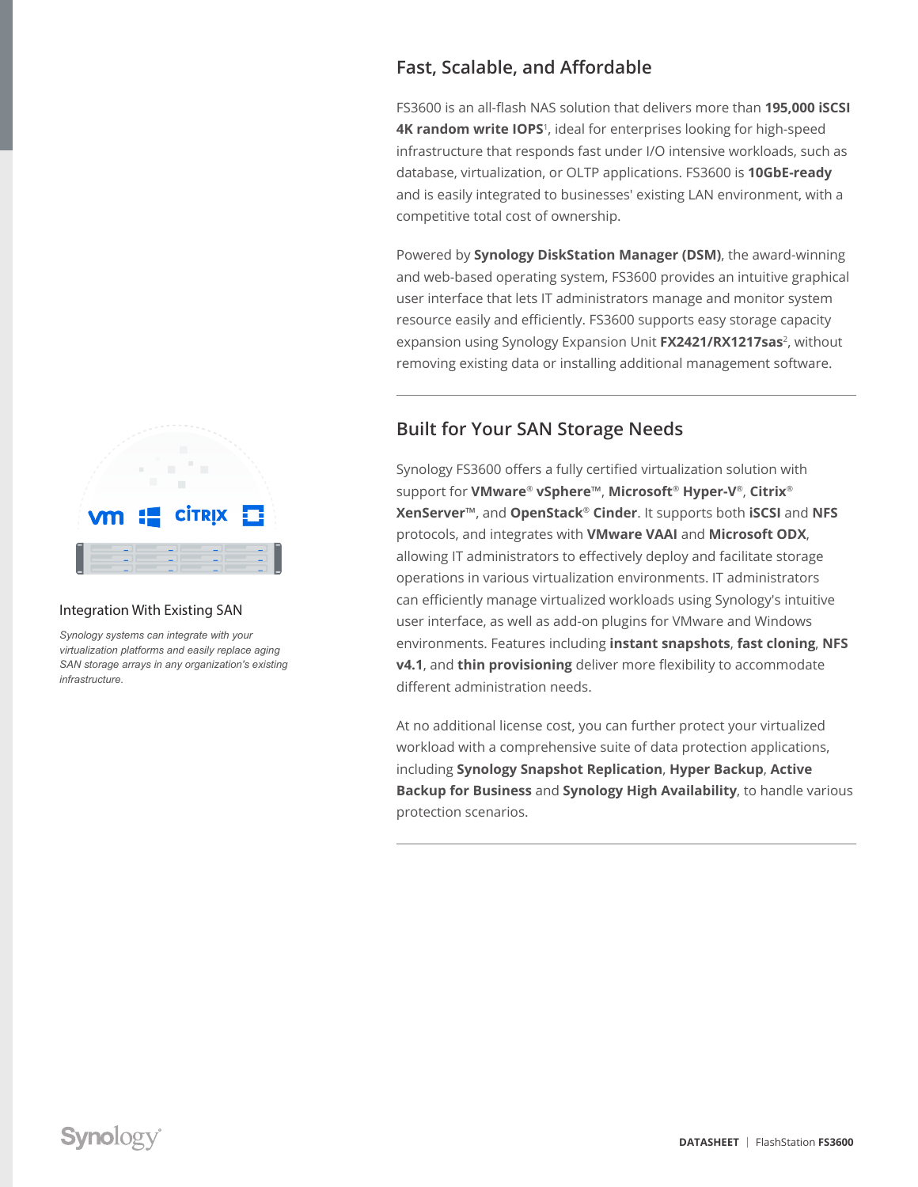## Fast, Scalable, and Affordable

FS3600 is an all-flash NAS solution that delivers more than **195,000 iSCSI 4K random write IOPS**[1], ideal for enterprises looking for high-speed infrastructure that responds fast under I/O intensive workloads, such as database, virtualization, or OLTP applications. FS3600 is **10GbE-ready** and is easily integrated to businesses' existing LAN environment, with a competitive total cost of ownership.

Powered by **Synology DiskStation Manager (DSM)**, the award-winning and web-based operating system, FS3600 provides an intuitive graphical user interface that lets IT administrators manage and monitor system resource easily and efficiently. FS3600 supports easy storage capacity expansion using Synology Expansion Unit **FX2421/RX1217sas**[2], without removing existing data or installing additional management software.

## Built for Your SAN Storage Needs

Synology FS3600 offers a fully certified virtualization solution with support for **VMware® vSphere™**, **Microsoft® Hyper-V®**, **Citrix® XenServer™**, and **OpenStack® Cinder**. It supports both **iSCSI** and **NFS** protocols, and integrates with **VMware VAAI** and **Microsoft ODX**, allowing IT administrators to effectively deploy and facilitate storage operations in various virtualization environments. IT administrators can efficiently manage virtualized workloads using Synology's intuitive user interface, as well as add-on plugins for VMware and Windows environments. Features including **instant snapshots**, **fast cloning**, **NFS v4.1**, and **thin provisioning** deliver more flexibility to accommodate different administration needs.

At no additional license cost, you can further protect your virtualized workload with a comprehensive suite of data protection applications, including **Synology Snapshot Replication**, **Hyper Backup**, **Active Backup for Business** and **Synology High Availability**, to handle various protection scenarios.

### Integration With Existing SAN

*Synology systems can integrate with your virtualization platforms and easily replace aging SAN storage arrays in any organization's existing infrastructure.*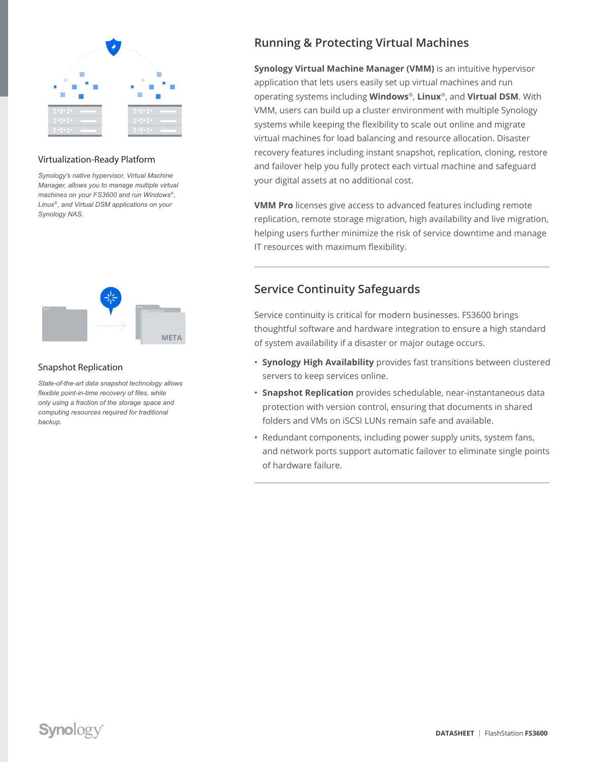### Virtualization-Ready Platform

*Synology's native hypervisor, Virtual Machine Manager, allows you to manage multiple virtual machines on your FS3600 and run Windows®, Linux®, and Virtual DSM applications on your Synology NAS.*

### Snapshot Replication

*State-of-the-art data snapshot technology allows flexible point-in-time recovery of files, while only using a fraction of the storage space and computing resources required for traditional backup.*

## Running & Protecting Virtual Machines

**Synology Virtual Machine Manager (VMM)** is an intuitive hypervisor application that lets users easily set up virtual machines and run operating systems including **Windows**®, **Linux**®, and **Virtual DSM**. With VMM, users can build up a cluster environment with multiple Synology systems while keeping the flexibility to scale out online and migrate virtual machines for load balancing and resource allocation. Disaster recovery features including instant snapshot, replication, cloning, restore and failover help you fully protect each virtual machine and safeguard your digital assets at no additional cost.

**VMM Pro** licenses give access to advanced features including remote replication, remote storage migration, high availability and live migration, helping users further minimize the risk of service downtime and manage IT resources with maximum flexibility.

## Service Continuity Safeguards

Service continuity is critical for modern businesses. FS3600 brings thoughtful software and hardware integration to ensure a high standard of system availability if a disaster or major outage occurs.

- **Synology High Availability** provides fast transitions between clustered servers to keep services online.
- **Snapshot Replication** provides schedulable, near-instantaneous data protection with version control, ensuring that documents in shared folders and VMs on iSCSI LUNs remain safe and available.
- Redundant components, including power supply units, system fans, and network ports support automatic failover to eliminate single points of hardware failure.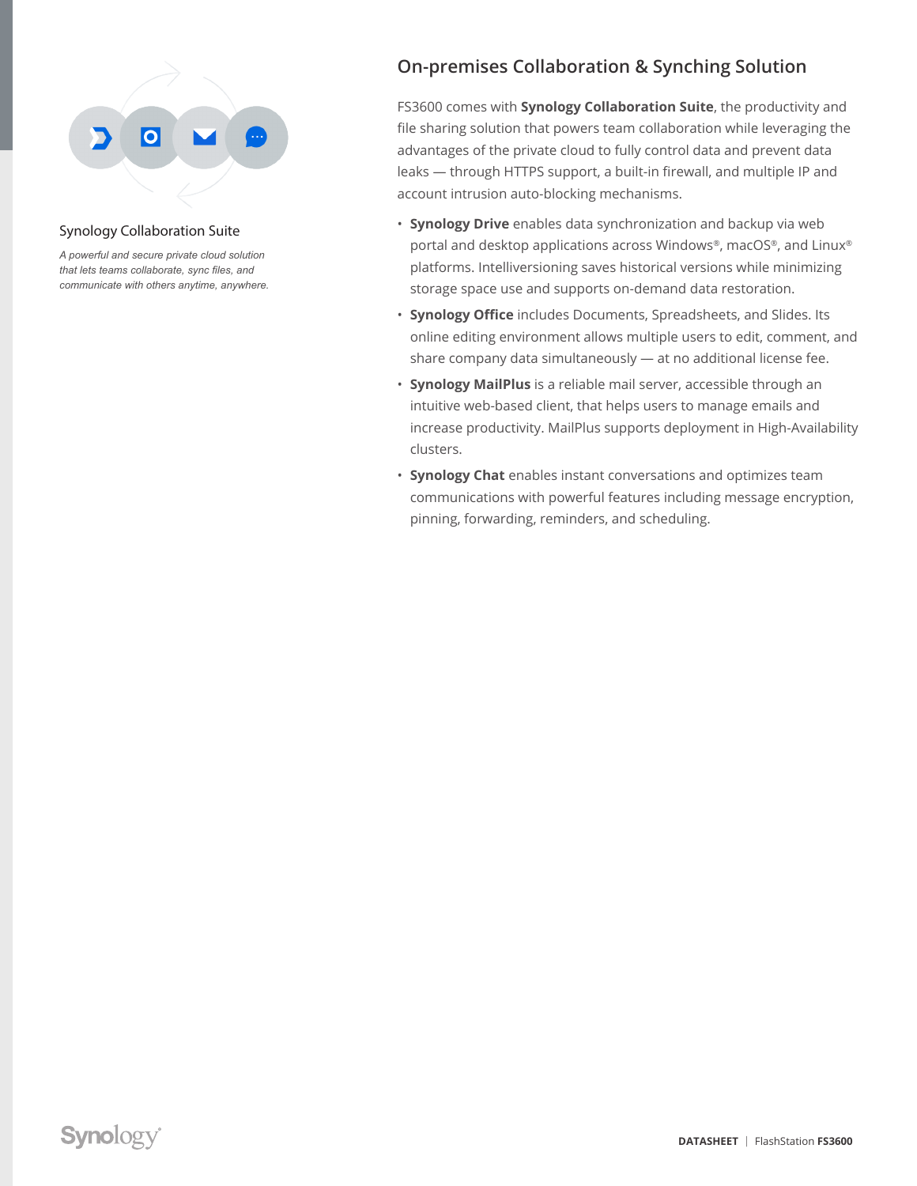## On-premises Collaboration & Synching Solution

FS3600 comes with **Synology Collaboration Suite**, the productivity and file sharing solution that powers team collaboration while leveraging the advantages of the private cloud to fully control data and prevent data leaks — through HTTPS support, a built-in firewall, and multiple IP and account intrusion auto-blocking mechanisms.

- **Synology Drive** enables data synchronization and backup via web portal and desktop applications across Windows®, macOS®, and Linux® platforms. Intelliversioning saves historical versions while minimizing storage space use and supports on-demand data restoration.
- **Synology Office** includes Documents, Spreadsheets, and Slides. Its online editing environment allows multiple users to edit, comment, and share company data simultaneously — at no additional license fee.
- **Synology MailPlus** is a reliable mail server, accessible through an intuitive web-based client, that helps users to manage emails and increase productivity. MailPlus supports deployment in High-Availability clusters.
- **Synology Chat** enables instant conversations and optimizes team communications with powerful features including message encryption, pinning, forwarding, reminders, and scheduling.

Synology Collaboration Suite

*A powerful and secure private cloud solution that lets teams collaborate, sync files, and communicate with others anytime, anywhere.*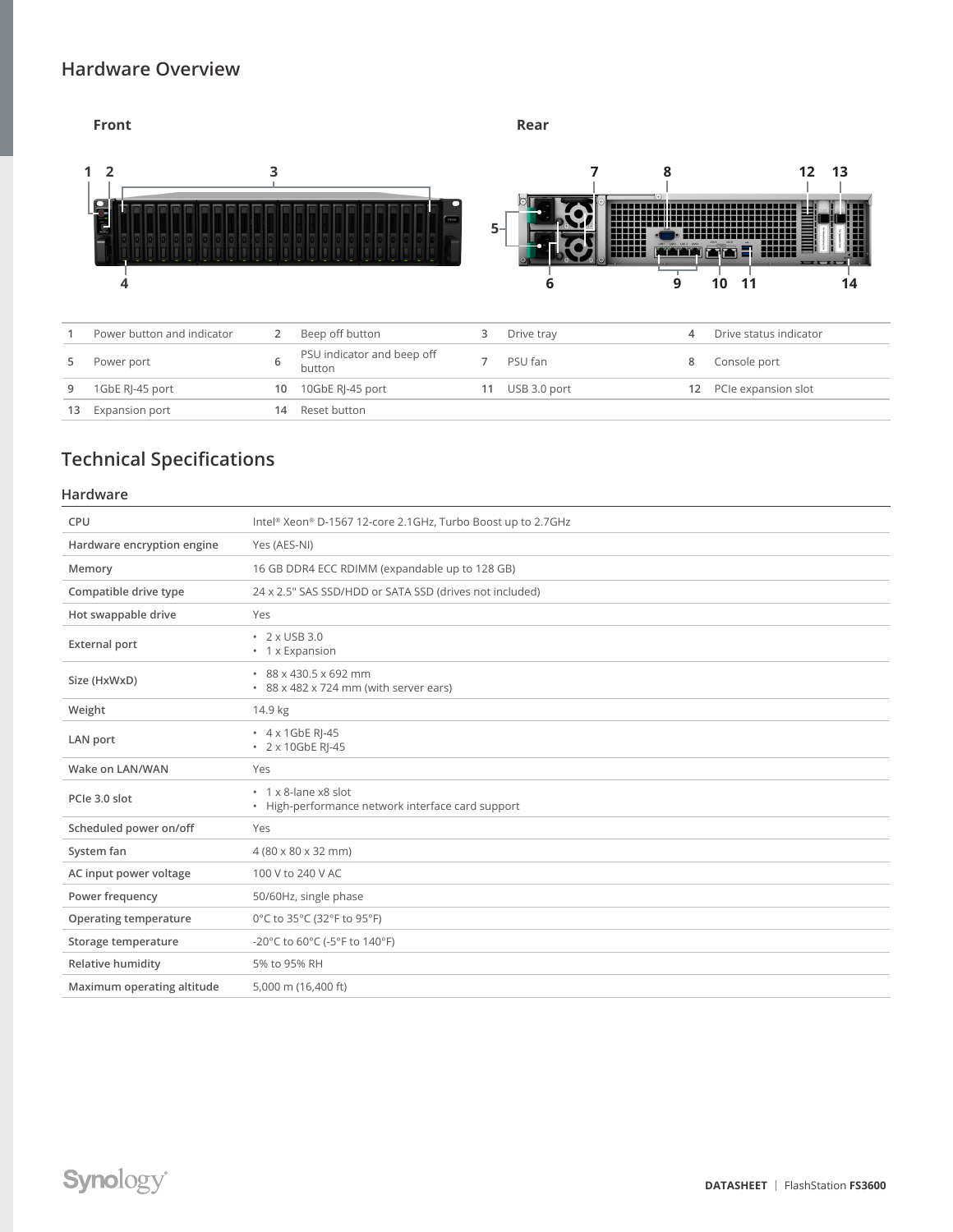## Hardware Overview

**Front**

**Rear**

| | | | | | | | |
|---|---|---|---|---|---|---|---|
| 1 | Power button and indicator | 2 | Beep off button | 3 | Drive tray | 4 | Drive status indicator |
| 5 | Power port | 6 | PSU indicator and beep off button | 7 | PSU fan | 8 | Console port |
| 9 | 1GbE RJ-45 port | 10 | 10GbE RJ-45 port | 11 | USB 3.0 port | 12 | PCIe expansion slot |
| 13 | Expansion port | 14 | Reset button | | | | |

## Technical Specifications

### Hardware

| | |
|---|---|
| CPU | Intel® Xeon® D-1567 12-core 2.1GHz, Turbo Boost up to 2.7GHz |
| Hardware encryption engine | Yes (AES-NI) |
| Memory | 16 GB DDR4 ECC RDIMM (expandable up to 128 GB) |
| Compatible drive type | 24 x 2.5" SAS SSD/HDD or SATA SSD (drives not included) |
| Hot swappable drive | Yes |
| External port | • 2 x USB 3.0<br>• 1 x Expansion |
| Size (HxWxD) | • 88 x 430.5 x 692 mm<br>• 88 x 482 x 724 mm (with server ears) |
| Weight | 14.9 kg |
| LAN port | • 4 x 1GbE RJ-45<br>• 2 x 10GbE RJ-45 |
| Wake on LAN/WAN | Yes |
| PCIe 3.0 slot | • 1 x 8-lane x8 slot<br>• High-performance network interface card support |
| Scheduled power on/off | Yes |
| System fan | 4 (80 x 80 x 32 mm) |
| AC input power voltage | 100 V to 240 V AC |
| Power frequency | 50/60Hz, single phase |
| Operating temperature | 0°C to 35°C (32°F to 95°F) |
| Storage temperature | -20°C to 60°C (-5°F to 140°F) |
| Relative humidity | 5% to 95% RH |
| Maximum operating altitude | 5,000 m (16,400 ft) |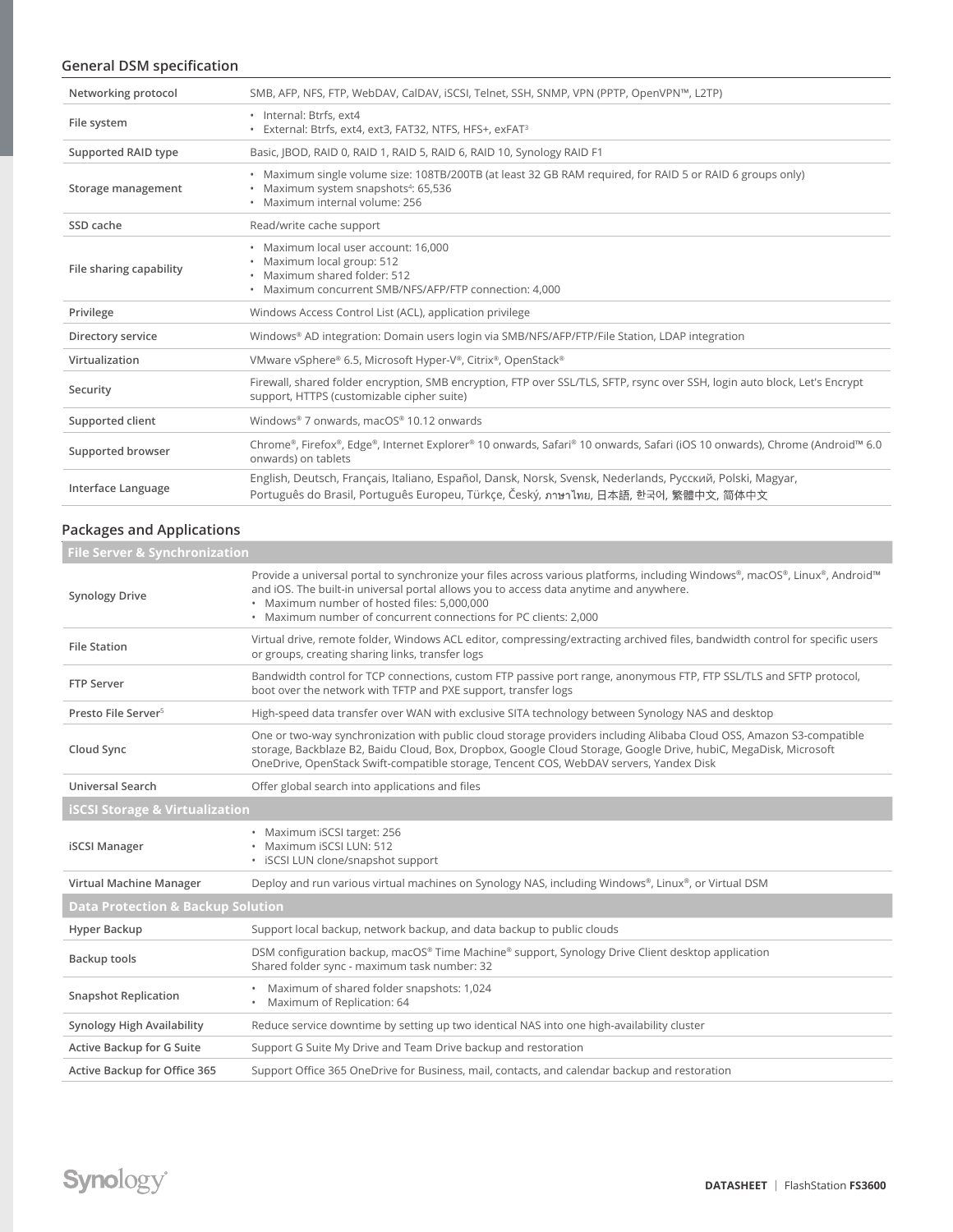## General DSM specification

| | |
|---|---|
| Networking protocol | SMB, AFP, NFS, FTP, WebDAV, CalDAV, iSCSI, Telnet, SSH, SNMP, VPN (PPTP, OpenVPN™, L2TP) |
| File system | • Internal: Btrfs, ext4<br>• External: Btrfs, ext4, ext3, FAT32, NTFS, HFS+, exFAT[3] |
| Supported RAID type | Basic, JBOD, RAID 0, RAID 1, RAID 5, RAID 6, RAID 10, Synology RAID F1 |
| Storage management | • Maximum single volume size: 108TB/200TB (at least 32 GB RAM required, for RAID 5 or RAID 6 groups only)<br>• Maximum system snapshots[4]: 65,536<br>• Maximum internal volume: 256 |
| SSD cache | Read/write cache support |
| File sharing capability | • Maximum local user account: 16,000<br>• Maximum local group: 512<br>• Maximum shared folder: 512<br>• Maximum concurrent SMB/NFS/AFP/FTP connection: 4,000 |
| Privilege | Windows Access Control List (ACL), application privilege |
| Directory service | Windows® AD integration: Domain users login via SMB/NFS/AFP/FTP/File Station, LDAP integration |
| Virtualization | VMware vSphere® 6.5, Microsoft Hyper-V®, Citrix®, OpenStack® |
| Security | Firewall, shared folder encryption, SMB encryption, FTP over SSL/TLS, SFTP, rsync over SSH, login auto block, Let's Encrypt support, HTTPS (customizable cipher suite) |
| Supported client | Windows® 7 onwards, macOS® 10.12 onwards |
| Supported browser | Chrome®, Firefox®, Edge®, Internet Explorer® 10 onwards, Safari® 10 onwards, Safari (iOS 10 onwards), Chrome (Android™ 6.0 onwards) on tablets |
| Interface Language | English, Deutsch, Français, Italiano, Español, Dansk, Norsk, Svensk, Nederlands, Русский, Polski, Magyar, Português do Brasil, Português Europeu, Türkçe, Český, ภาษาไทย, 日本語, 한국어, 繁體中文, 简体中文 |

## Packages and Applications

| File Server & Synchronization | |
|---|---|
| Synology Drive | Provide a universal portal to synchronize your files across various platforms, including Windows®, macOS®, Linux®, Android™ and iOS. The built-in universal portal allows you to access data anytime and anywhere.<br>• Maximum number of hosted files: 5,000,000<br>• Maximum number of concurrent connections for PC clients: 2,000 |
| File Station | Virtual drive, remote folder, Windows ACL editor, compressing/extracting archived files, bandwidth control for specific users or groups, creating sharing links, transfer logs |
| FTP Server | Bandwidth control for TCP connections, custom FTP passive port range, anonymous FTP, FTP SSL/TLS and SFTP protocol, boot over the network with TFTP and PXE support, transfer logs |
| Presto File Server[5] | High-speed data transfer over WAN with exclusive SITA technology between Synology NAS and desktop |
| Cloud Sync | One or two-way synchronization with public cloud storage providers including Alibaba Cloud OSS, Amazon S3-compatible storage, Backblaze B2, Baidu Cloud, Box, Dropbox, Google Cloud Storage, Google Drive, hubiC, MegaDisk, Microsoft OneDrive, OpenStack Swift-compatible storage, Tencent COS, WebDAV servers, Yandex Disk |
| Universal Search | Offer global search into applications and files |
| **iSCSI Storage & Virtualization** | |
| iSCSI Manager | • Maximum iSCSI target: 256<br>• Maximum iSCSI LUN: 512<br>• iSCSI LUN clone/snapshot support |
| Virtual Machine Manager | Deploy and run various virtual machines on Synology NAS, including Windows®, Linux®, or Virtual DSM |
| **Data Protection & Backup Solution** | |
| Hyper Backup | Support local backup, network backup, and data backup to public clouds |
| Backup tools | DSM configuration backup, macOS® Time Machine® support, Synology Drive Client desktop application<br>Shared folder sync - maximum task number: 32 |
| Snapshot Replication | • Maximum of shared folder snapshots: 1,024<br>• Maximum of Replication: 64 |
| Synology High Availability | Reduce service downtime by setting up two identical NAS into one high-availability cluster |
| Active Backup for G Suite | Support G Suite My Drive and Team Drive backup and restoration |
| Active Backup for Office 365 | Support Office 365 OneDrive for Business, mail, contacts, and calendar backup and restoration |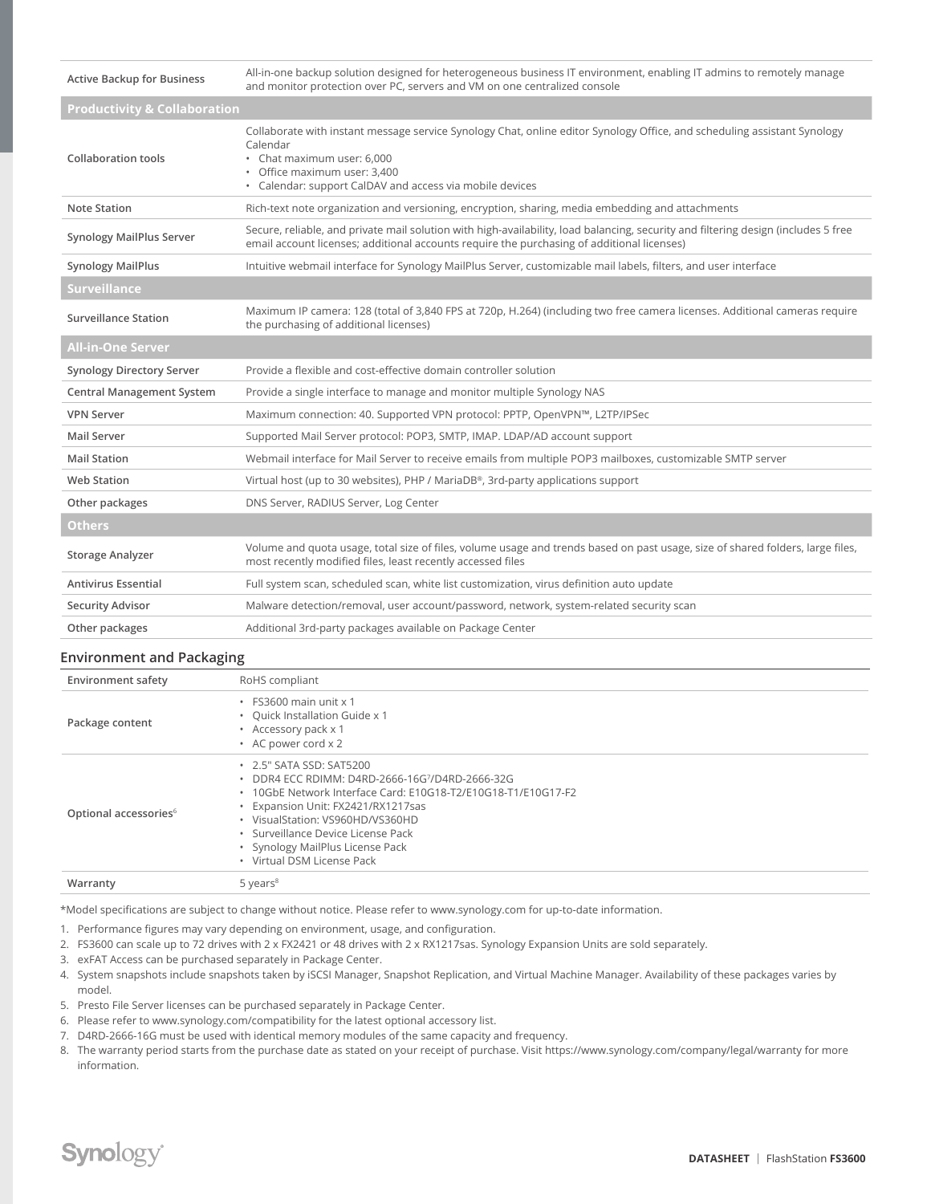| | |
|---|---|
| Active Backup for Business | All-in-one backup solution designed for heterogeneous business IT environment, enabling IT admins to remotely manage and monitor protection over PC, servers and VM on one centralized console |
| **Productivity & Collaboration** | |
| Collaboration tools | Collaborate with instant message service Synology Chat, online editor Synology Office, and scheduling assistant Synology Calendar<br>• Chat maximum user: 6,000<br>• Office maximum user: 3,400<br>• Calendar: support CalDAV and access via mobile devices |
| Note Station | Rich-text note organization and versioning, encryption, sharing, media embedding and attachments |
| Synology MailPlus Server | Secure, reliable, and private mail solution with high-availability, load balancing, security and filtering design (includes 5 free email account licenses; additional accounts require the purchasing of additional licenses) |
| Synology MailPlus | Intuitive webmail interface for Synology MailPlus Server, customizable mail labels, filters, and user interface |
| **Surveillance** | |
| Surveillance Station | Maximum IP camera: 128 (total of 3,840 FPS at 720p, H.264) (including two free camera licenses. Additional cameras require the purchasing of additional licenses) |
| **All-in-One Server** | |
| Synology Directory Server | Provide a flexible and cost-effective domain controller solution |
| Central Management System | Provide a single interface to manage and monitor multiple Synology NAS |
| VPN Server | Maximum connection: 40. Supported VPN protocol: PPTP, OpenVPN™, L2TP/IPSec |
| Mail Server | Supported Mail Server protocol: POP3, SMTP, IMAP. LDAP/AD account support |
| Mail Station | Webmail interface for Mail Server to receive emails from multiple POP3 mailboxes, customizable SMTP server |
| Web Station | Virtual host (up to 30 websites), PHP / MariaDB®, 3rd-party applications support |
| Other packages | DNS Server, RADIUS Server, Log Center |
| **Others** | |
| Storage Analyzer | Volume and quota usage, total size of files, volume usage and trends based on past usage, size of shared folders, large files, most recently modified files, least recently accessed files |
| Antivirus Essential | Full system scan, scheduled scan, white list customization, virus definition auto update |
| Security Advisor | Malware detection/removal, user account/password, network, system-related security scan |
| Other packages | Additional 3rd-party packages available on Package Center |

## Environment and Packaging

| | |
|---|---|
| Environment safety | RoHS compliant |
| Package content | • FS3600 main unit x 1<br>• Quick Installation Guide x 1<br>• Accessory pack x 1<br>• AC power cord x 2 |
| Optional accessories[6] | • 2.5" SATA SSD: SAT5200<br>• DDR4 ECC RDIMM: D4RD-2666-16G[7]/D4RD-2666-32G<br>• 10GbE Network Interface Card: E10G18-T2/E10G18-T1/E10G17-F2<br>• Expansion Unit: FX2421/RX1217sas<br>• VisualStation: VS960HD/VS360HD<br>• Surveillance Device License Pack<br>• Synology MailPlus License Pack<br>• Virtual DSM License Pack |
| Warranty | 5 years[8] |

*Model specifications are subject to change without notice. Please refer to www.synology.com for up-to-date information.

1. Performance figures may vary depending on environment, usage, and configuration.
2. FS3600 can scale up to 72 drives with 2 x FX2421 or 48 drives with 2 x RX1217sas. Synology Expansion Units are sold separately.
3. exFAT Access can be purchased separately in Package Center.
4. System snapshots include snapshots taken by iSCSI Manager, Snapshot Replication, and Virtual Machine Manager. Availability of these packages varies by model.
5. Presto File Server licenses can be purchased separately in Package Center.
6. Please refer to www.synology.com/compatibility for the latest optional accessory list.
7. D4RD-2666-16G must be used with identical memory modules of the same capacity and frequency.
8. The warranty period starts from the purchase date as stated on your receipt of purchase. Visit https://www.synology.com/company/legal/warranty for more information.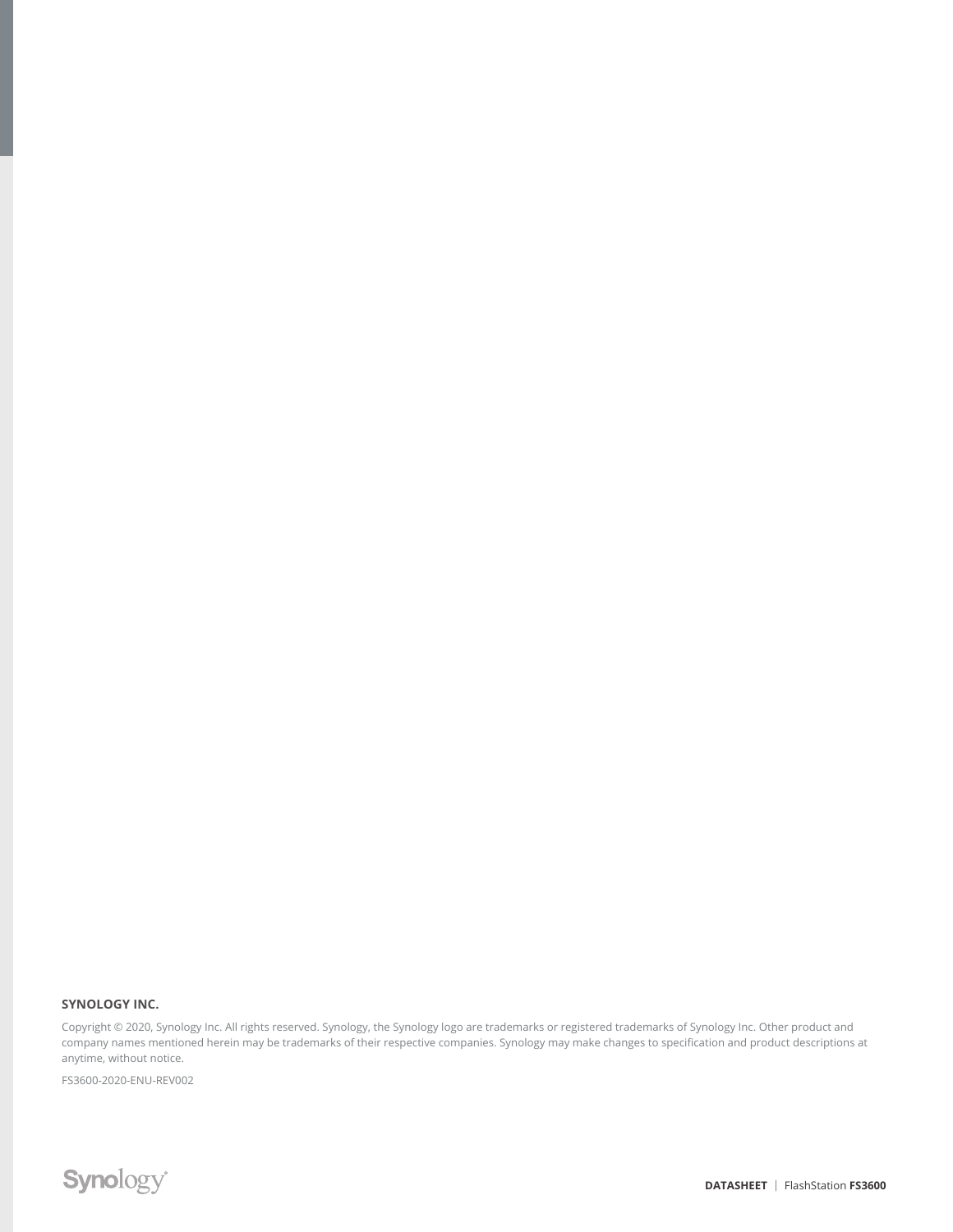**SYNOLOGY INC.**

Copyright © 2020, Synology Inc. All rights reserved. Synology, the Synology logo are trademarks or registered trademarks of Synology Inc. Other product and company names mentioned herein may be trademarks of their respective companies. Synology may make changes to specification and product descriptions at anytime, without notice.

FS3600-2020-ENU-REV002